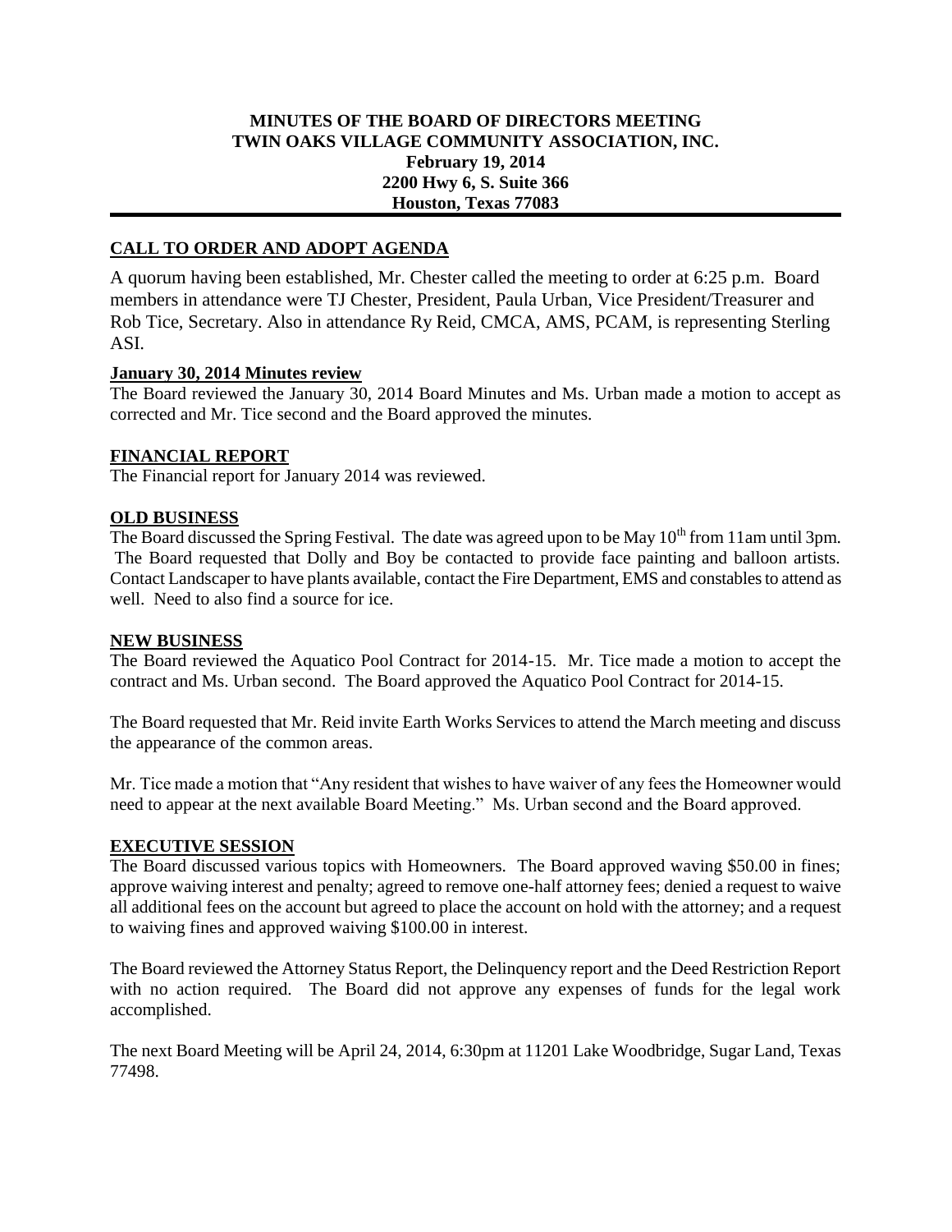**MINUTES OF THE BOARD OF DIRECTORS MEETING**
**TWIN OAKS VILLAGE COMMUNITY ASSOCIATION, INC.**
**February 19, 2014**
**2200 Hwy 6, S. Suite 366**
**Houston, Texas 77083**

## CALL TO ORDER AND ADOPT AGENDA

A quorum having been established, Mr. Chester called the meeting to order at 6:25 p.m. Board members in attendance were TJ Chester, President, Paula Urban, Vice President/Treasurer and Rob Tice, Secretary. Also in attendance Ry Reid, CMCA, AMS, PCAM, is representing Sterling ASI.

### January 30, 2014 Minutes review

The Board reviewed the January 30, 2014 Board Minutes and Ms. Urban made a motion to accept as corrected and Mr. Tice second and the Board approved the minutes.

## FINANCIAL REPORT

The Financial report for January 2014 was reviewed.

## OLD BUSINESS

The Board discussed the Spring Festival. The date was agreed upon to be May 10th from 11am until 3pm. The Board requested that Dolly and Boy be contacted to provide face painting and balloon artists. Contact Landscaper to have plants available, contact the Fire Department, EMS and constables to attend as well. Need to also find a source for ice.

## NEW BUSINESS

The Board reviewed the Aquatico Pool Contract for 2014-15. Mr. Tice made a motion to accept the contract and Ms. Urban second. The Board approved the Aquatico Pool Contract for 2014-15.

The Board requested that Mr. Reid invite Earth Works Services to attend the March meeting and discuss the appearance of the common areas.

Mr. Tice made a motion that "Any resident that wishes to have waiver of any fees the Homeowner would need to appear at the next available Board Meeting." Ms. Urban second and the Board approved.

## EXECUTIVE SESSION

The Board discussed various topics with Homeowners. The Board approved waving $50.00 in fines; approve waiving interest and penalty; agreed to remove one-half attorney fees; denied a request to waive all additional fees on the account but agreed to place the account on hold with the attorney; and a request to waiving fines and approved waiving $100.00 in interest.

The Board reviewed the Attorney Status Report, the Delinquency report and the Deed Restriction Report with no action required. The Board did not approve any expenses of funds for the legal work accomplished.

The next Board Meeting will be April 24, 2014, 6:30pm at 11201 Lake Woodbridge, Sugar Land, Texas 77498.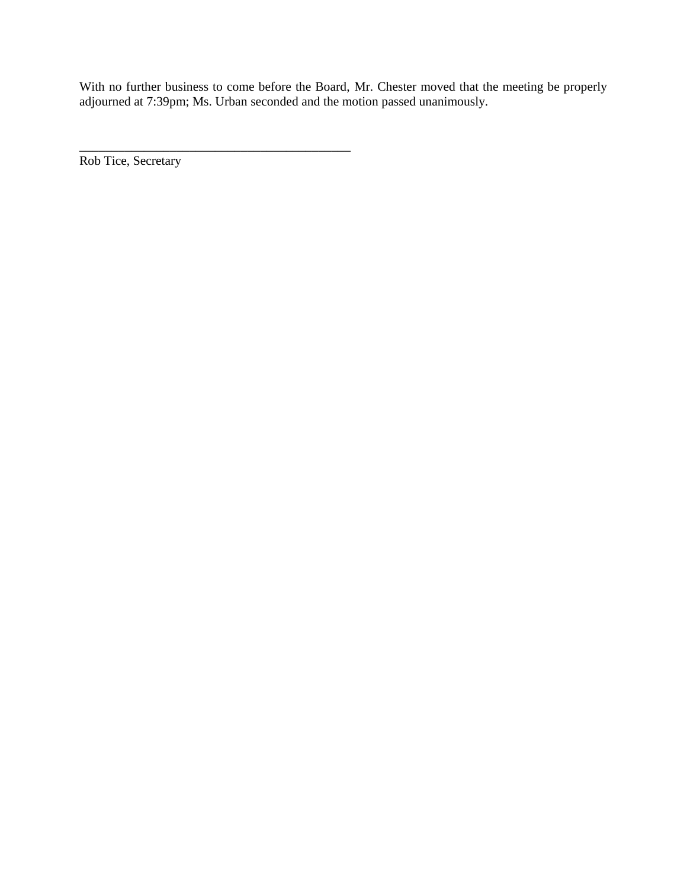With no further business to come before the Board, Mr. Chester moved that the meeting be properly adjourned at 7:39pm; Ms. Urban seconded and the motion passed unanimously.

_____________________________________________

Rob Tice, Secretary